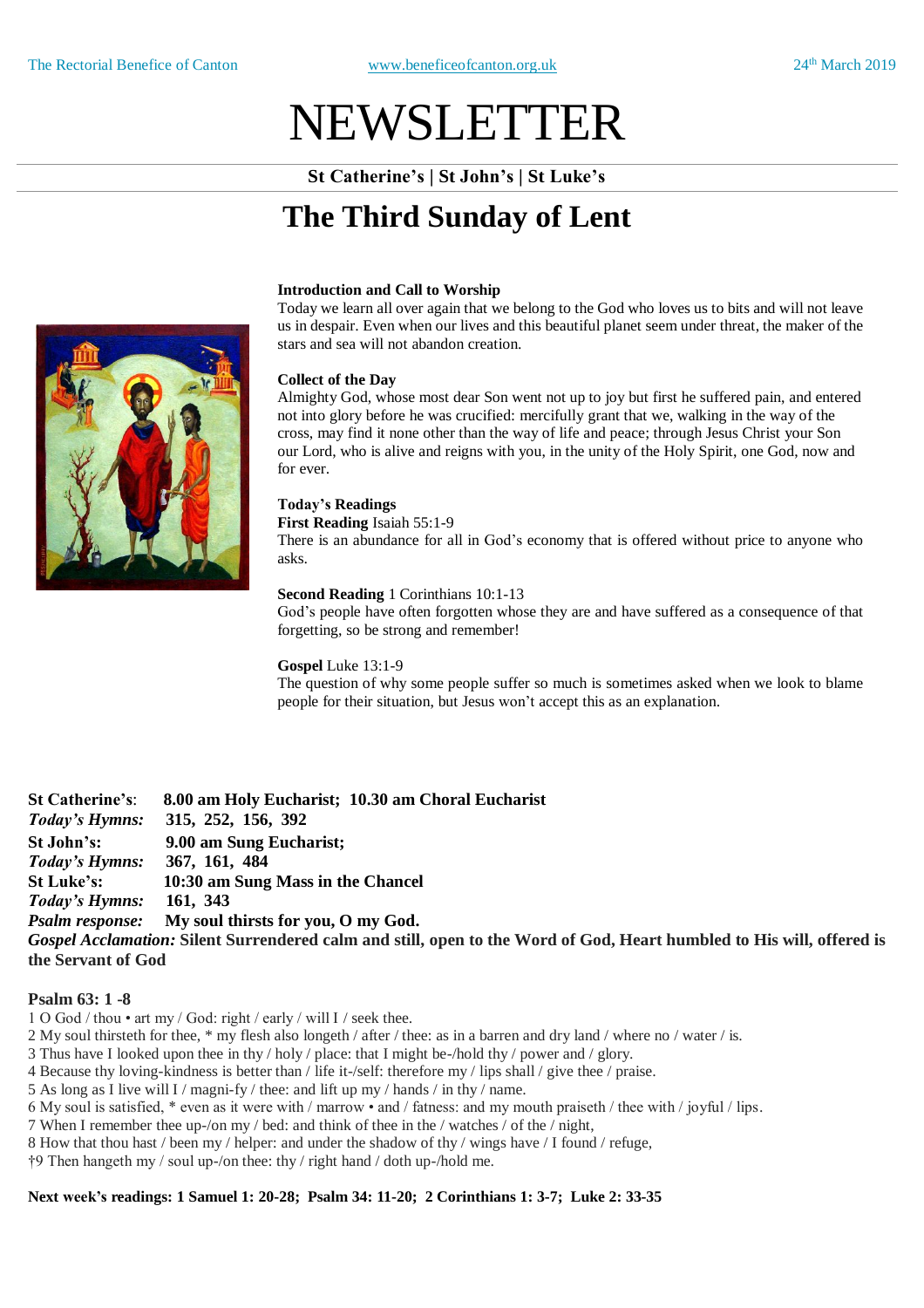The Rectorial Benefice of Canton    www.beneficeofcanton.org.uk    24th March 2019

# NEWSLETTER

**St Catherine's | St John's | St Luke's**

## The Third Sunday of Lent

**Introduction and Call to Worship**
Today we learn all over again that we belong to the God who loves us to bits and will not leave us in despair. Even when our lives and this beautiful planet seem under threat, the maker of the stars and sea will not abandon creation.

**Collect of the Day**
Almighty God, whose most dear Son went not up to joy but first he suffered pain, and entered not into glory before he was crucified: mercifully grant that we, walking in the way of the cross, may find it none other than the way of life and peace; through Jesus Christ your Son our Lord, who is alive and reigns with you, in the unity of the Holy Spirit, one God, now and for ever.

**Today's Readings**

**First Reading** Isaiah 55:1-9
There is an abundance for all in God's economy that is offered without price to anyone who asks.

**Second Reading** 1 Corinthians 10:1-13
God's people have often forgotten whose they are and have suffered as a consequence of that forgetting, so be strong and remember!

**Gospel** Luke 13:1-9
The question of why some people suffer so much is sometimes asked when we look to blame people for their situation, but Jesus won't accept this as an explanation.

**St Catherine's**: **8.00 am Holy Eucharist; 10.30 am Choral Eucharist**
***Today's Hymns:*** **315, 252, 156, 392**
**St John's:** **9.00 am Sung Eucharist;**
***Today's Hymns:*** **367, 161, 484**
**St Luke's:** **10:30 am Sung Mass in the Chancel**
***Today's Hymns:*** **161, 343**
***Psalm response:*** **My soul thirsts for you, O my God.**
***Gospel Acclamation:*** **Silent Surrendered calm and still, open to the Word of God, Heart humbled to His will, offered is the Servant of God**

**Psalm 63: 1 -8**

1 O God / thou • art my / God: right / early / will I / seek thee.
2 My soul thirsteth for thee, * my flesh also longeth / after / thee: as in a barren and dry land / where no / water / is.
3 Thus have I looked upon thee in thy / holy / place: that I might be-/hold thy / power and / glory.
4 Because thy loving-kindness is better than / life it-/self: therefore my / lips shall / give thee / praise.
5 As long as I live will I / magni-fy / thee: and lift up my / hands / in thy / name.
6 My soul is satisfied, * even as it were with / marrow • and / fatness: and my mouth praiseth / thee with / joyful / lips.
7 When I remember thee up-/on my / bed: and think of thee in the / watches / of the / night,
8 How that thou hast / been my / helper: and under the shadow of thy / wings have / I found / refuge,
†9 Then hangeth my / soul up-/on thee: thy / right hand / doth up-/hold me.

**Next week's readings: 1 Samuel 1: 20-28; Psalm 34: 11-20; 2 Corinthians 1: 3-7; Luke 2: 33-35**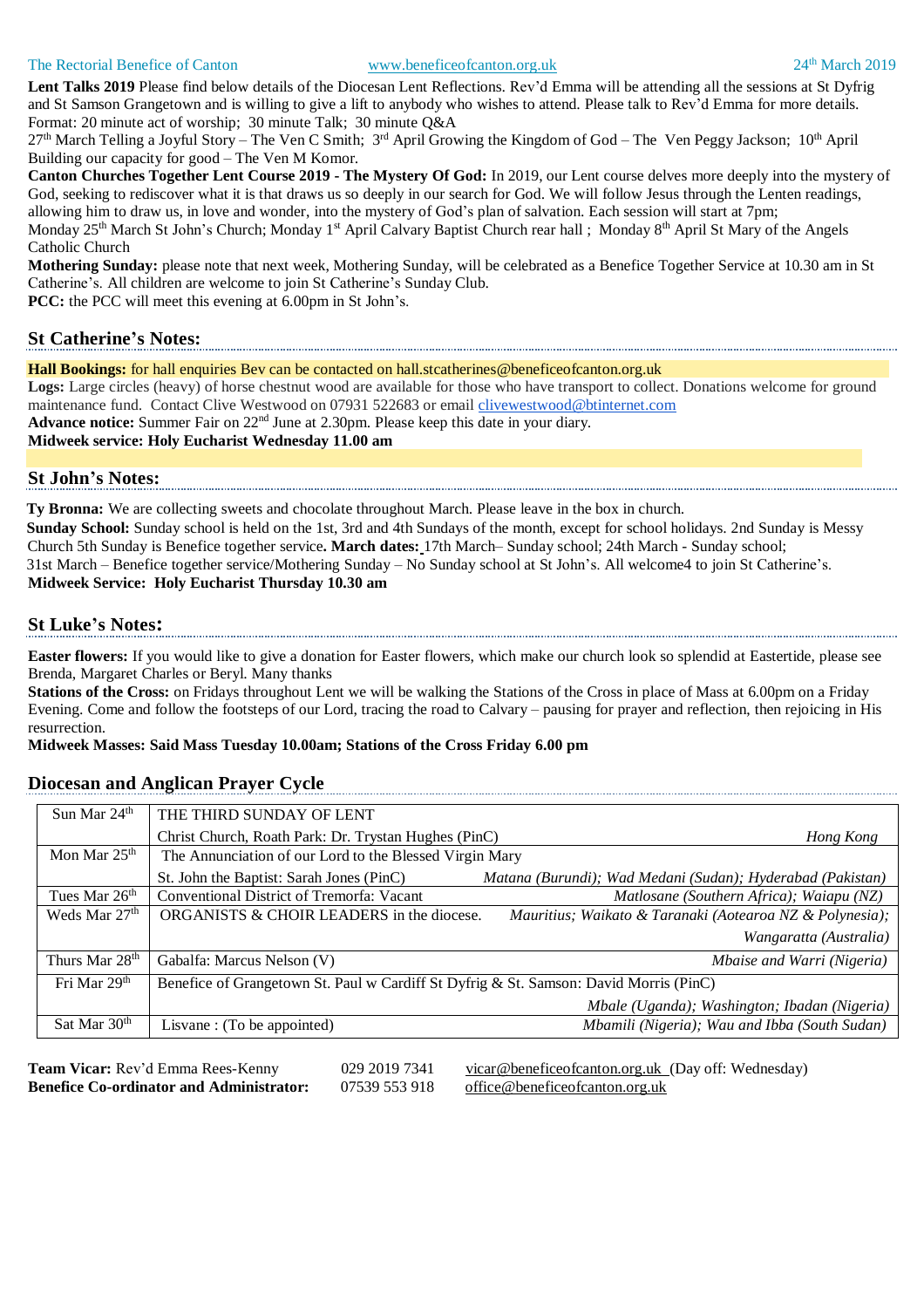**Lent Talks 2019** Please find below details of the Diocesan Lent Reflections. Rev'd Emma will be attending all the sessions at St Dyfrig and St Samson Grangetown and is willing to give a lift to anybody who wishes to attend. Please talk to Rev'd Emma for more details. Format: 20 minute act of worship; 30 minute Talk; 30 minute Q&A

27th March Telling a Joyful Story – The Ven C Smith; 3rd April Growing the Kingdom of God – The Ven Peggy Jackson; 10th April Building our capacity for good – The Ven M Komor.

**Canton Churches Together Lent Course 2019 - The Mystery Of God:** In 2019, our Lent course delves more deeply into the mystery of God, seeking to rediscover what it is that draws us so deeply in our search for God. We will follow Jesus through the Lenten readings, allowing him to draw us, in love and wonder, into the mystery of God's plan of salvation. Each session will start at 7pm;

Monday 25th March St John's Church; Monday 1st April Calvary Baptist Church rear hall ; Monday 8th April St Mary of the Angels Catholic Church

**Mothering Sunday:** please note that next week, Mothering Sunday, will be celebrated as a Benefice Together Service at 10.30 am in St Catherine's. All children are welcome to join St Catherine's Sunday Club.

**PCC:** the PCC will meet this evening at 6.00pm in St John's.

## St Catherine's Notes:

**Hall Bookings:** for hall enquiries Bev can be contacted on hall.stcatherines@beneficeofcanton.org.uk

**Logs:** Large circles (heavy) of horse chestnut wood are available for those who have transport to collect. Donations welcome for ground maintenance fund. Contact Clive Westwood on 07931 522683 or email clivewestwood@btinternet.com

**Advance notice:** Summer Fair on 22nd June at 2.30pm. Please keep this date in your diary.

**Midweek service: Holy Eucharist Wednesday 11.00 am**

## St John's Notes:

**Ty Bronna:** We are collecting sweets and chocolate throughout March. Please leave in the box in church.

**Sunday School:** Sunday school is held on the 1st, 3rd and 4th Sundays of the month, except for school holidays. 2nd Sunday is Messy Church 5th Sunday is Benefice together service**. March dates:** 17th March– Sunday school; 24th March - Sunday school; 31st March – Benefice together service/Mothering Sunday – No Sunday school at St John's. All welcome4 to join St Catherine's.

**Midweek Service: Holy Eucharist Thursday 10.30 am**

## St Luke's Notes:

**Easter flowers:** If you would like to give a donation for Easter flowers, which make our church look so splendid at Eastertide, please see Brenda, Margaret Charles or Beryl. Many thanks

**Stations of the Cross:** on Fridays throughout Lent we will be walking the Stations of the Cross in place of Mass at 6.00pm on a Friday Evening. Come and follow the footsteps of our Lord, tracing the road to Calvary – pausing for prayer and reflection, then rejoicing in His resurrection.

**Midweek Masses: Said Mass Tuesday 10.00am; Stations of the Cross Friday 6.00 pm**

## Diocesan and Anglican Prayer Cycle

| | | |
|---|---|---|
| Sun Mar 24th | THE THIRD SUNDAY OF LENT | |
| | Christ Church, Roath Park: Dr. Trystan Hughes (PinC) | *Hong Kong* |
| Mon Mar 25th | The Annunciation of our Lord to the Blessed Virgin Mary | |
| | St. John the Baptist: Sarah Jones (PinC) | *Matana (Burundi); Wad Medani (Sudan); Hyderabad (Pakistan)* |
| Tues Mar 26th | Conventional District of Tremorfa: Vacant | *Matlosane (Southern Africa); Waiapu (NZ)* |
| Weds Mar 27th | ORGANISTS & CHOIR LEADERS in the diocese. | *Mauritius; Waikato & Taranaki (Aotearoa NZ & Polynesia); Wangaratta (Australia)* |
| Thurs Mar 28th | Gabalfa: Marcus Nelson (V) | *Mbaise and Warri (Nigeria)* |
| Fri Mar 29th | Benefice of Grangetown St. Paul w Cardiff St Dyfrig & St. Samson: David Morris (PinC) | *Mbale (Uganda); Washington; Ibadan (Nigeria)* |
| Sat Mar 30th | Lisvane : (To be appointed) | *Mbamili (Nigeria); Wau and Ibba (South Sudan)* |

**Team Vicar:** Rev'd Emma Rees-Kenny 029 2019 7341 vicar@beneficeofcanton.org.uk (Day off: Wednesday)

**Benefice Co-ordinator and Administrator:** 07539 553 918 office@beneficeofcanton.org.uk